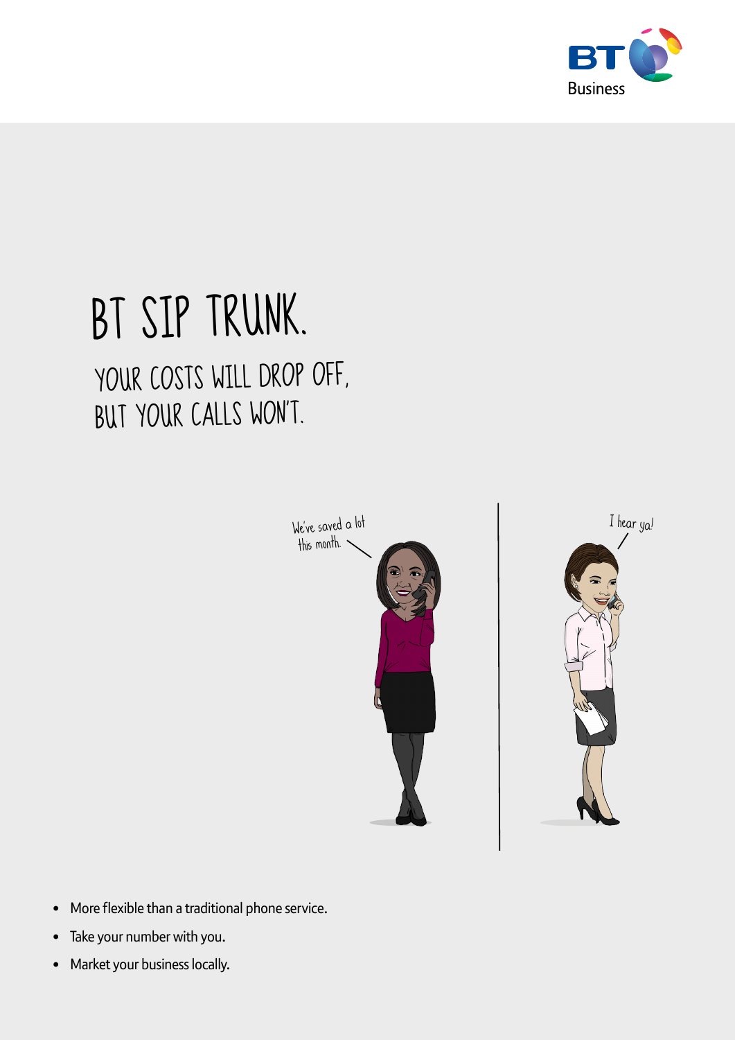# BT SIP TRUNK.

## YOUR COSTS WILL DROP OFF, BUT YOUR CALLS WON'T.

We've saved a lot this month.

I hear ya!

- More flexible than a traditional phone service.
- Take your number with you.
- Market your business locally.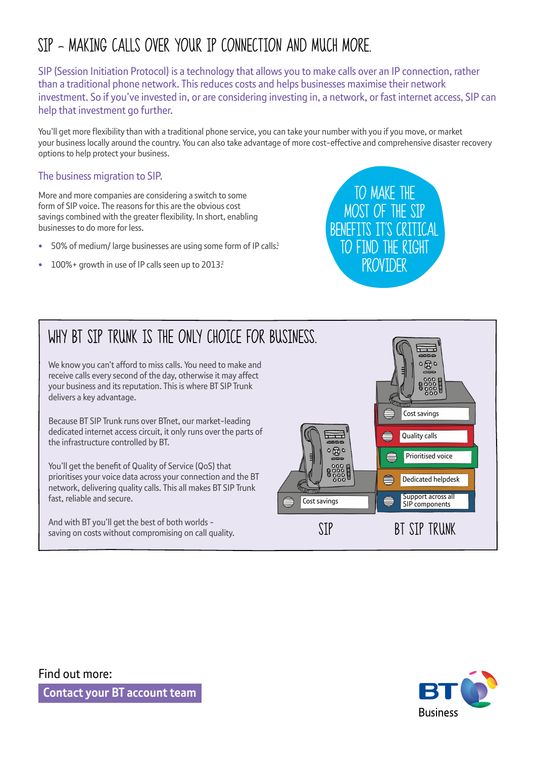# SIP – MAKING CALLS OVER YOUR IP CONNECTION AND MUCH MORE.

SIP (Session Initiation Protocol) is a technology that allows you to make calls over an IP connection, rather than a traditional phone network. This reduces costs and helps businesses maximise their network investment. So if you've invested in, or are considering investing in, a network, or fast internet access, SIP can help that investment go further.

You'll get more flexibility than with a traditional phone service, you can take your number with you if you move, or market your business locally around the country. You can also take advantage of more cost-effective and comprehensive disaster recovery options to help protect your business.

## The business migration to SIP.

More and more companies are considering a switch to some form of SIP voice. The reasons for this are the obvious cost savings combined with the greater flexibility. In short, enabling businesses to do more for less.

- 50% of medium/ large businesses are using some form of IP calls.[1]
- 100%+ growth in use of IP calls seen up to 2013.[2]

TO MAKE THE MOST OF THE SIP BENEFITS IT'S CRITICAL TO FIND THE RIGHT PROVIDER

## WHY BT SIP TRUNK IS THE ONLY CHOICE FOR BUSINESS.

We know you can't afford to miss calls. You need to make and receive calls every second of the day, otherwise it may affect your business and its reputation. This is where BT SIP Trunk delivers a key advantage.

Because BT SIP Trunk runs over BTnet, our market-leading dedicated internet access circuit, it only runs over the parts of the infrastructure controlled by BT.

You'll get the benefit of Quality of Service (QoS) that prioritises your voice data across your connection and the BT network, delivering quality calls. This all makes BT SIP Trunk fast, reliable and secure.

And with BT you'll get the best of both worlds – saving on costs without compromising on call quality.

**SIP**
- Cost savings

**BT SIP TRUNK**
- Cost savings
- Quality calls
- Prioritised voice
- Dedicated helpdesk
- Support across all SIP components

Find out more:

**Contact your BT account team**

BT Business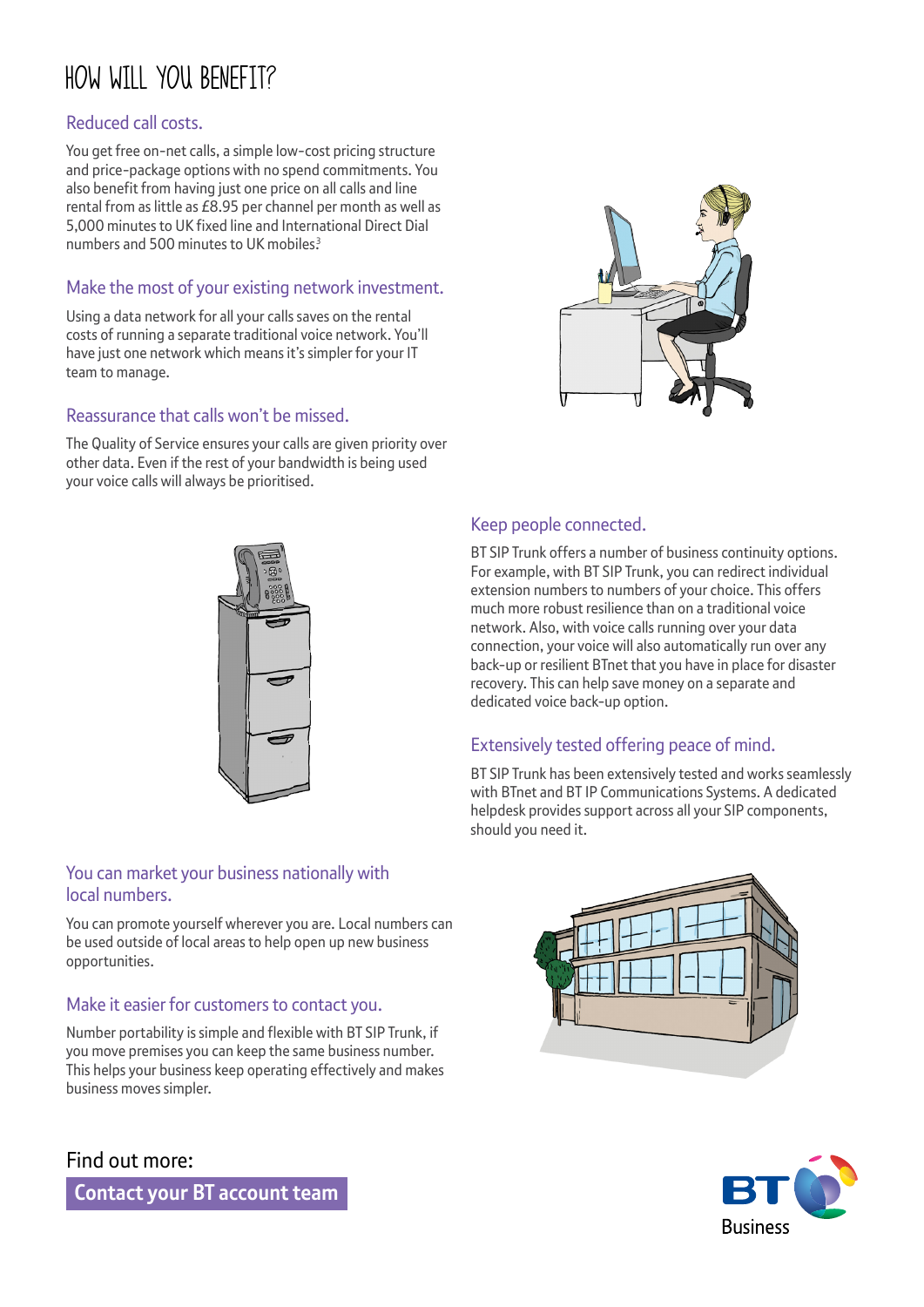# HOW WILL YOU BENEFIT?

## Reduced call costs.

You get free on-net calls, a simple low-cost pricing structure and price-package options with no spend commitments. You also benefit from having just one price on all calls and line rental from as little as £8.95 per channel per month as well as 5,000 minutes to UK fixed line and International Direct Dial numbers and 500 minutes to UK mobiles.[3]

## Make the most of your existing network investment.

Using a data network for all your calls saves on the rental costs of running a separate traditional voice network. You'll have just one network which means it's simpler for your IT team to manage.

## Reassurance that calls won't be missed.

The Quality of Service ensures your calls are given priority over other data. Even if the rest of your bandwidth is being used your voice calls will always be prioritised.

## Keep people connected.

BT SIP Trunk offers a number of business continuity options. For example, with BT SIP Trunk, you can redirect individual extension numbers to numbers of your choice. This offers much more robust resilience than on a traditional voice network. Also, with voice calls running over your data connection, your voice will also automatically run over any back-up or resilient BTnet that you have in place for disaster recovery. This can help save money on a separate and dedicated voice back-up option.

## Extensively tested offering peace of mind.

BT SIP Trunk has been extensively tested and works seamlessly with BTnet and BT IP Communications Systems. A dedicated helpdesk provides support across all your SIP components, should you need it.

## You can market your business nationally with local numbers.

You can promote yourself wherever you are. Local numbers can be used outside of local areas to help open up new business opportunities.

## Make it easier for customers to contact you.

Number portability is simple and flexible with BT SIP Trunk, if you move premises you can keep the same business number. This helps your business keep operating effectively and makes business moves simpler.

Find out more:

**Contact your BT account team**

BT Business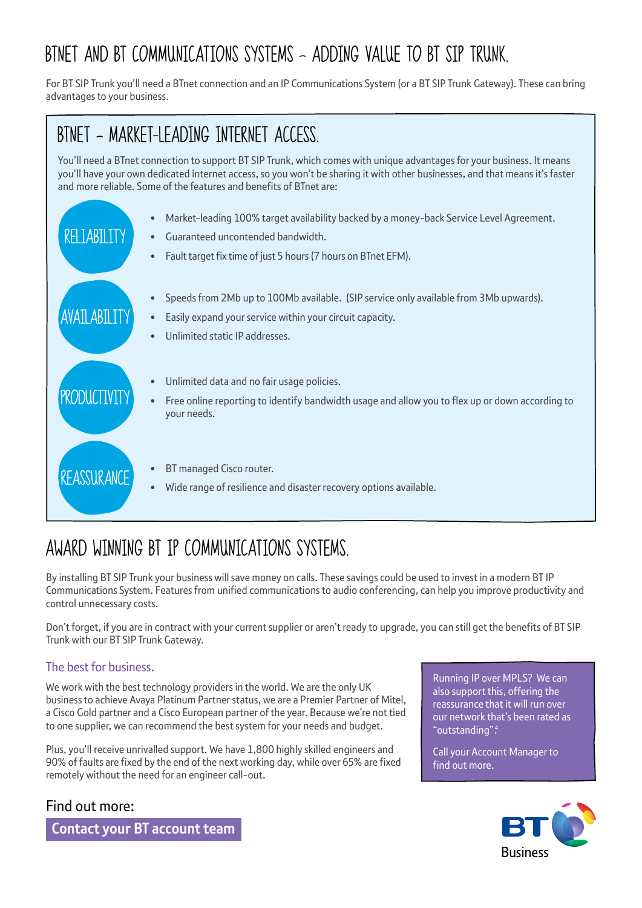# BTNET AND BT COMMUNICATIONS SYSTEMS – ADDING VALUE TO BT SIP TRUNK.

For BT SIP Trunk you'll need a BTnet connection and an IP Communications System (or a BT SIP Trunk Gateway). These can bring advantages to your business.

## BTNET – MARKET-LEADING INTERNET ACCESS.

You'll need a BTnet connection to support BT SIP Trunk, which comes with unique advantages for your business. It means you'll have your own dedicated internet access, so you won't be sharing it with other businesses, and that means it's faster and more reliable. Some of the features and benefits of BTnet are:

**RELIABILITY**

- Market-leading 100% target availability backed by a money-back Service Level Agreement.
- Guaranteed uncontended bandwidth.
- Fault target fix time of just 5 hours (7 hours on BTnet EFM).

**AVAILABILITY**

- Speeds from 2Mb up to 100Mb available. (SIP service only available from 3Mb upwards).
- Easily expand your service within your circuit capacity.
- Unlimited static IP addresses.

**PRODUCTIVITY**

- Unlimited data and no fair usage policies.
- Free online reporting to identify bandwidth usage and allow you to flex up or down according to your needs.

**REASSURANCE**

- BT managed Cisco router.
- Wide range of resilience and disaster recovery options available.

## AWARD WINNING BT IP COMMUNICATIONS SYSTEMS.

By installing BT SIP Trunk your business will save money on calls. These savings could be used to invest in a modern BT IP Communications System. Features from unified communications to audio conferencing, can help you improve productivity and control unnecessary costs.

Don't forget, if you are in contract with your current supplier or aren't ready to upgrade, you can still get the benefits of BT SIP Trunk with our BT SIP Trunk Gateway.

### The best for business.

We work with the best technology providers in the world. We are the only UK business to achieve Avaya Platinum Partner status, we are a Premier Partner of Mitel, a Cisco Gold partner and a Cisco European partner of the year. Because we're not tied to one supplier, we can recommend the best system for your needs and budget.

Plus, you'll receive unrivalled support. We have 1,800 highly skilled engineers and 90% of faults are fixed by the end of the next working day, while over 65% are fixed remotely without the need for an engineer call-out.

Running IP over MPLS? We can also support this, offering the reassurance that it will run over our network that's been rated as "outstanding"[4]

Call your Account Manager to find out more.

Find out more:

**Contact your BT account team**

BT Business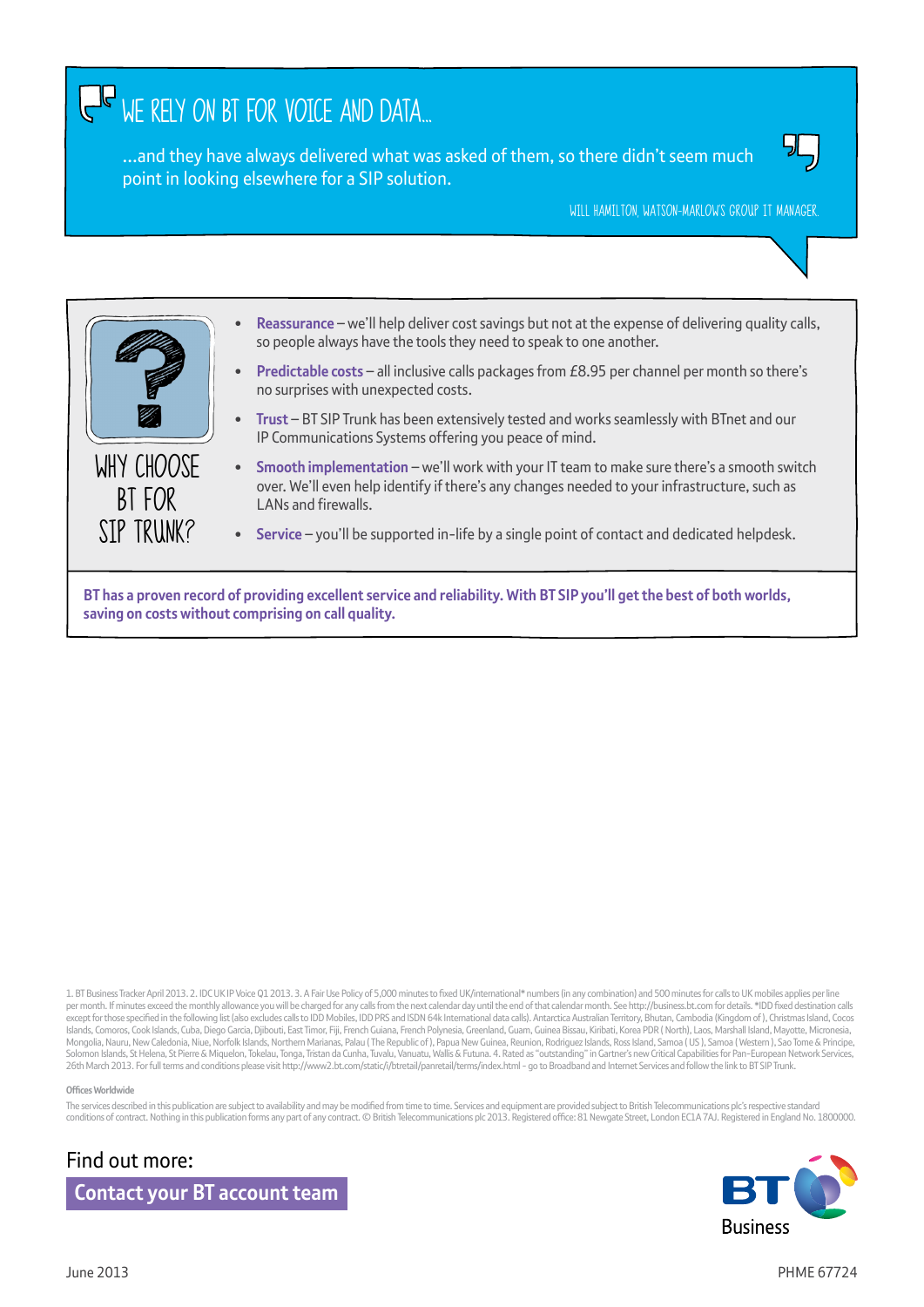## WE RELY ON BT FOR VOICE AND DATA...

...and they have always delivered what was asked of them, so there didn't seem much point in looking elsewhere for a SIP solution.

WILL HAMILTON, WATSON-MARLOW'S GROUP IT MANAGER.

## WHY CHOOSE BT FOR SIP TRUNK?

- **Reassurance** – we'll help deliver cost savings but not at the expense of delivering quality calls, so people always have the tools they need to speak to one another.
- **Predictable costs** – all inclusive calls packages from £8.95 per channel per month so there's no surprises with unexpected costs.
- **Trust** – BT SIP Trunk has been extensively tested and works seamlessly with BTnet and our IP Communications Systems offering you peace of mind.
- **Smooth implementation** – we'll work with your IT team to make sure there's a smooth switch over. We'll even help identify if there's any changes needed to your infrastructure, such as LANs and firewalls.
- **Service** – you'll be supported in-life by a single point of contact and dedicated helpdesk.

**BT has a proven record of providing excellent service and reliability. With BT SIP you'll get the best of both worlds, saving on costs without comprising on call quality.**

1. BT Business Tracker April 2013. 2. IDC UK IP Voice Q1 2013. 3. A Fair Use Policy of 5,000 minutes to fixed UK/international* numbers (in any combination) and 500 minutes for calls to UK mobiles applies per line per month. If minutes exceed the monthly allowance you will be charged for any calls from the next calendar day until the end of that calendar month. See http://business.bt.com for details. *IDD fixed destination calls except for those specified in the following list (also excludes calls to IDD Mobiles, IDD PRS and ISDN 64k International data calls). Antarctica Australian Territory, Bhutan, Cambodia (Kingdom of ), Christmas Island, Cocos Islands, Comoros, Cook Islands, Cuba, Diego Garcia, Djibouti, East Timor, Fiji, French Guiana, French Polynesia, Greenland, Guam, Guinea Bissau, Kiribati, Korea PDR ( North), Laos, Marshall Island, Mayotte, Micronesia, Mongolia, Nauru, New Caledonia, Niue, Norfolk Islands, Northern Marianas, Palau (The Republic of ), Papua New Guinea, Reunion, Rodriguez Islands, Ross Island, Samoa ( US ), Samoa ( Western ), Sao Tome & Principe, Solomon Islands, St Helena, St Pierre & Miquelon, Tokelau, Tonga, Tristan da Cunha, Tuvalu, Vanuatu, Wallis & Futuna. 4. Rated as "outstanding" in Gartner's new Critical Capabilities for Pan-European Network Services, 26th March 2013. For full terms and conditions please visit http://www2.bt.com/static/i/btretail/panretail/terms/index.html - go to Broadband and Internet Services and follow the link to BT SIP Trunk.

**Offices Worldwide**

The services described in this publication are subject to availability and may be modified from time to time. Services and equipment are provided subject to British Telecommunications plc's respective standard conditions of contract. Nothing in this publication forms any part of any contract. © British Telecommunications plc 2013. Registered office: 81 Newgate Street, London EC1A 7AJ. Registered in England No. 1800000.

Find out more:

**Contact your BT account team**

BT Business

June 2013

PHME 67724